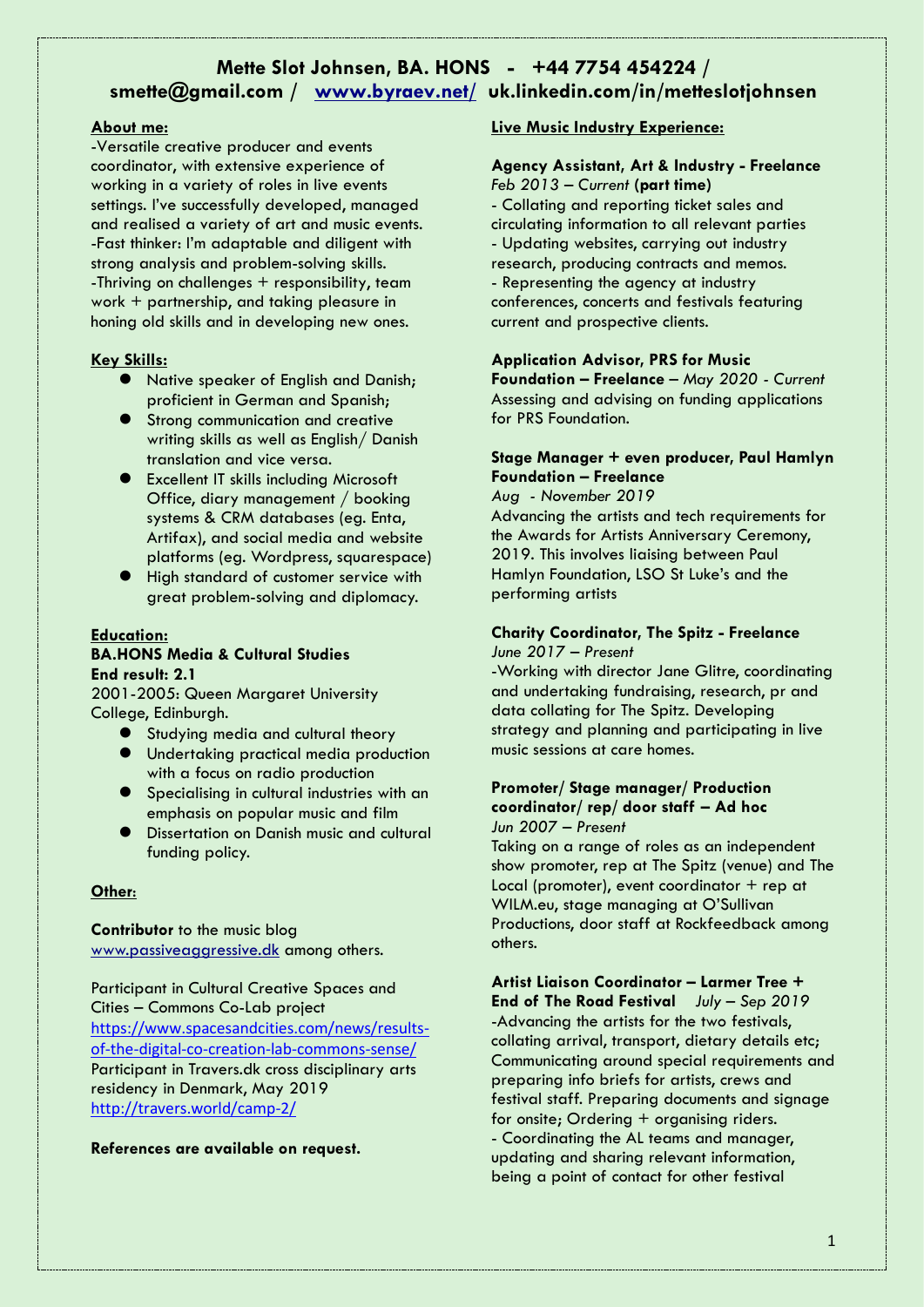# Mette Slot Johnsen, BA. HONS - +44 7754 454224 / smette@gmail.com / [www.byraev.net/](www.byraev.net/) uk.linkedin.com/in/metteslotjohnsen

## About me:

-Versatile creative producer and events coordinator, with extensive experience of working in a variety of roles in live events settings. I've successfully developed, managed and realised a variety of art and music events.
-Fast thinker: I'm adaptable and diligent with strong analysis and problem-solving skills.
-Thriving on challenges + responsibility, team work + partnership, and taking pleasure in honing old skills and in developing new ones.

## Key Skills:

- Native speaker of English and Danish; proficient in German and Spanish;
- Strong communication and creative writing skills as well as English/ Danish translation and vice versa.
- Excellent IT skills including Microsoft Office, diary management / booking systems & CRM databases (eg. Enta, Artifax), and social media and website platforms (eg. Wordpress, squarespace)
- High standard of customer service with great problem-solving and diplomacy.

## Education:

**BA.HONS Media & Cultural Studies**
**End result: 2.1**
2001-2005: Queen Margaret University College, Edinburgh.

- Studying media and cultural theory
- Undertaking practical media production with a focus on radio production
- Specialising in cultural industries with an emphasis on popular music and film
- Dissertation on Danish music and cultural funding policy.

## Other:

**Contributor** to the music blog [www.passiveaggressive.dk](www.passiveaggressive.dk) among others.

Participant in Cultural Creative Spaces and Cities – Commons Co-Lab project
[https://www.spacesandcities.com/news/results-of-the-digital-co-creation-lab-commons-sense/](https://www.spacesandcities.com/news/results-of-the-digital-co-creation-lab-commons-sense/)
Participant in Travers.dk cross disciplinary arts residency in Denmark, May 2019
[http://travers.world/camp-2/](http://travers.world/camp-2/)

**References are available on request.**

## Live Music Industry Experience:

**Agency Assistant, Art & Industry - Freelance**
*Feb 2013 – Current* **(part time)**
- Collating and reporting ticket sales and circulating information to all relevant parties
- Updating websites, carrying out industry research, producing contracts and memos.
- Representing the agency at industry conferences, concerts and festivals featuring current and prospective clients.

**Application Advisor, PRS for Music Foundation – Freelance** – *May 2020 - Current*
Assessing and advising on funding applications for PRS Foundation.

**Stage Manager + even producer, Paul Hamlyn Foundation – Freelance**
*Aug - November 2019*
Advancing the artists and tech requirements for the Awards for Artists Anniversary Ceremony, 2019. This involves liaising between Paul Hamlyn Foundation, LSO St Luke's and the performing artists

**Charity Coordinator, The Spitz - Freelance**
*June 2017 – Present*
-Working with director Jane Glitre, coordinating and undertaking fundraising, research, pr and data collating for The Spitz. Developing strategy and planning and participating in live music sessions at care homes.

**Promoter/ Stage manager/ Production coordinator/ rep/ door staff – Ad hoc**
*Jun 2007 – Present*
Taking on a range of roles as an independent show promoter, rep at The Spitz (venue) and The Local (promoter), event coordinator + rep at WILM.eu, stage managing at O'Sullivan Productions, door staff at Rockfeedback among others.

**Artist Liaison Coordinator – Larmer Tree + End of The Road Festival** *July – Sep 2019*
-Advancing the artists for the two festivals, collating arrival, transport, dietary details etc; Communicating around special requirements and preparing info briefs for artists, crews and festival staff. Preparing documents and signage for onsite; Ordering + organising riders.
- Coordinating the AL teams and manager, updating and sharing relevant information, being a point of contact for other festival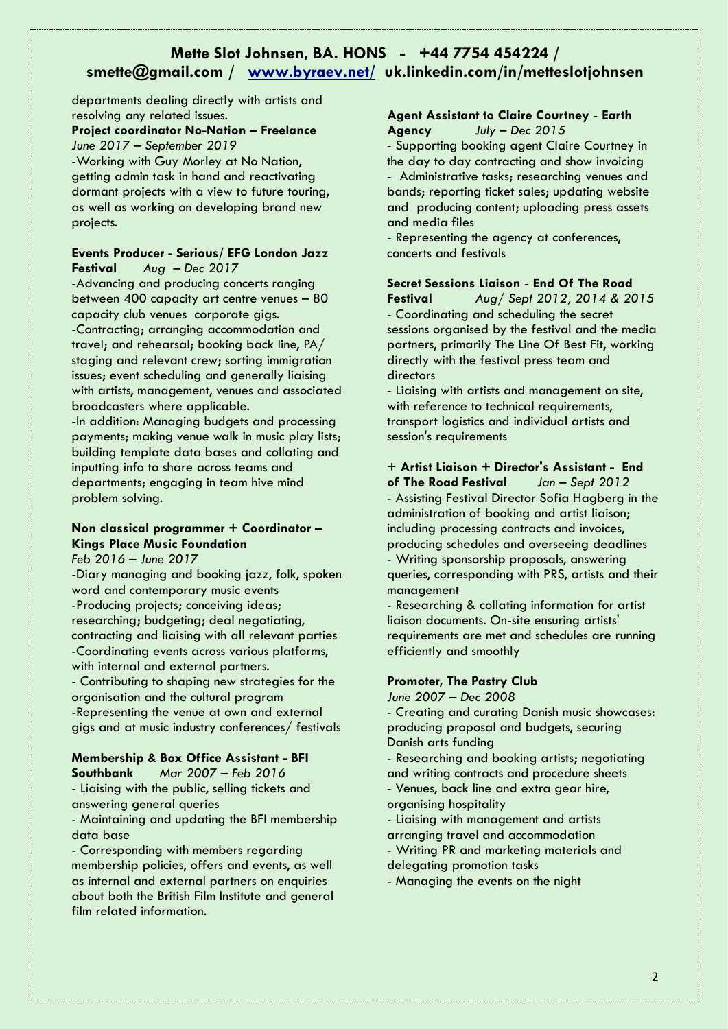**Mette Slot Johnsen, BA. HONS - +44 7754 454224 / smette@gmail.com / [www.byraev.net/](www.byraev.net/) uk.linkedin.com/in/metteslotjohnsen**

departments dealing directly with artists and resolving any related issues.

**Project coordinator No-Nation – Freelance**
*June 2017 – September 2019*

-Working with Guy Morley at No Nation, getting admin task in hand and reactivating dormant projects with a view to future touring, as well as working on developing brand new projects.

**Events Producer - Serious/ EFG London Jazz Festival** *Aug – Dec 2017*

-Advancing and producing concerts ranging between 400 capacity art centre venues – 80 capacity club venues corporate gigs.

-Contracting; arranging accommodation and travel; and rehearsal; booking back line, PA/ staging and relevant crew; sorting immigration issues; event scheduling and generally liaising with artists, management, venues and associated broadcasters where applicable.

-In addition: Managing budgets and processing payments; making venue walk in music play lists; building template data bases and collating and inputting info to share across teams and departments; engaging in team hive mind problem solving.

**Non classical programmer + Coordinator – Kings Place Music Foundation**
*Feb 2016 – June 2017*

-Diary managing and booking jazz, folk, spoken word and contemporary music events

-Producing projects; conceiving ideas; researching; budgeting; deal negotiating, contracting and liaising with all relevant parties

-Coordinating events across various platforms, with internal and external partners.

- Contributing to shaping new strategies for the organisation and the cultural program

-Representing the venue at own and external gigs and at music industry conferences/ festivals

**Membership & Box Office Assistant - BFI Southbank** *Mar 2007 – Feb 2016*

- Liaising with the public, selling tickets and answering general queries
- Maintaining and updating the BFI membership data base
- Corresponding with members regarding membership policies, offers and events, as well as internal and external partners on enquiries about both the British Film Institute and general film related information.

**Agent Assistant to Claire Courtney - Earth Agency** *July – Dec 2015*

- Supporting booking agent Claire Courtney in the day to day contracting and show invoicing
- Administrative tasks; researching venues and bands; reporting ticket sales; updating website and producing content; uploading press assets and media files
- Representing the agency at conferences, concerts and festivals

**Secret Sessions Liaison - End Of The Road Festival** *Aug/ Sept 2012, 2014 & 2015*

- Coordinating and scheduling the secret sessions organised by the festival and the media partners, primarily The Line Of Best Fit, working directly with the festival press team and directors
- Liaising with artists and management on site, with reference to technical requirements, transport logistics and individual artists and session's requirements

+ **Artist Liaison + Director's Assistant - End of The Road Festival** *Jan – Sept 2012*

- Assisting Festival Director Sofia Hagberg in the administration of booking and artist liaison; including processing contracts and invoices, producing schedules and overseeing deadlines
- Writing sponsorship proposals, answering queries, corresponding with PRS, artists and their management
- Researching & collating information for artist liaison documents. On-site ensuring artists' requirements are met and schedules are running efficiently and smoothly

**Promoter, The Pastry Club**
*June 2007 – Dec 2008*

- Creating and curating Danish music showcases: producing proposal and budgets, securing Danish arts funding
- Researching and booking artists; negotiating and writing contracts and procedure sheets
- Venues, back line and extra gear hire, organising hospitality
- Liaising with management and artists arranging travel and accommodation
- Writing PR and marketing materials and delegating promotion tasks
- Managing the events on the night